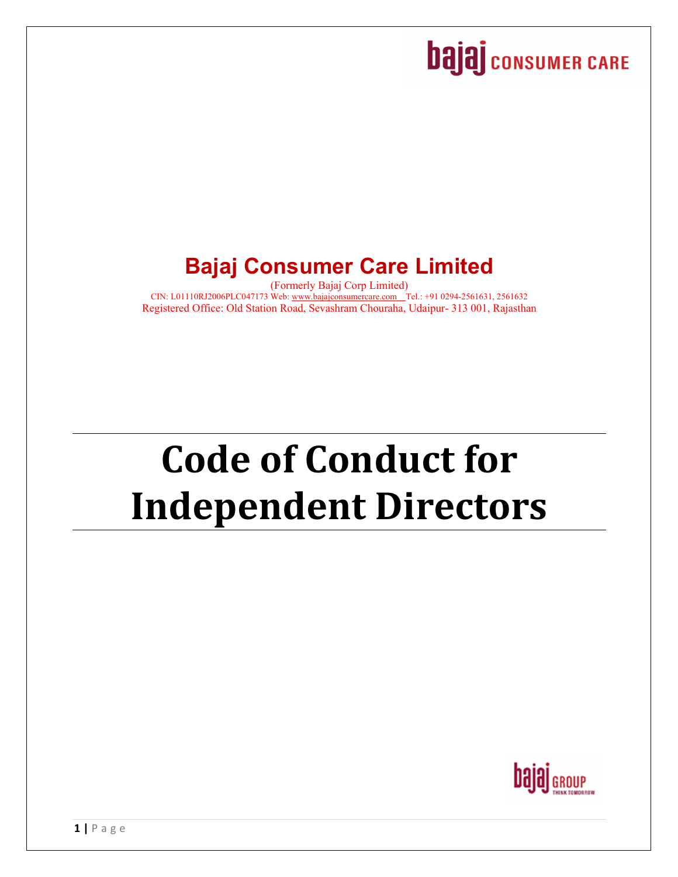# Bajaj Consumer Care Limited

(Formerly Bajaj Corp Limited)

CIN: L01110RJ2006PLC047173 Web: www.bajajconsumercare.com Tel.: +91 0294-2561631, 2561632

Registered Office: Old Station Road, Sevashram Chouraha, Udaipur- 313 001, Rajasthan

# Code of Conduct for Independent Directors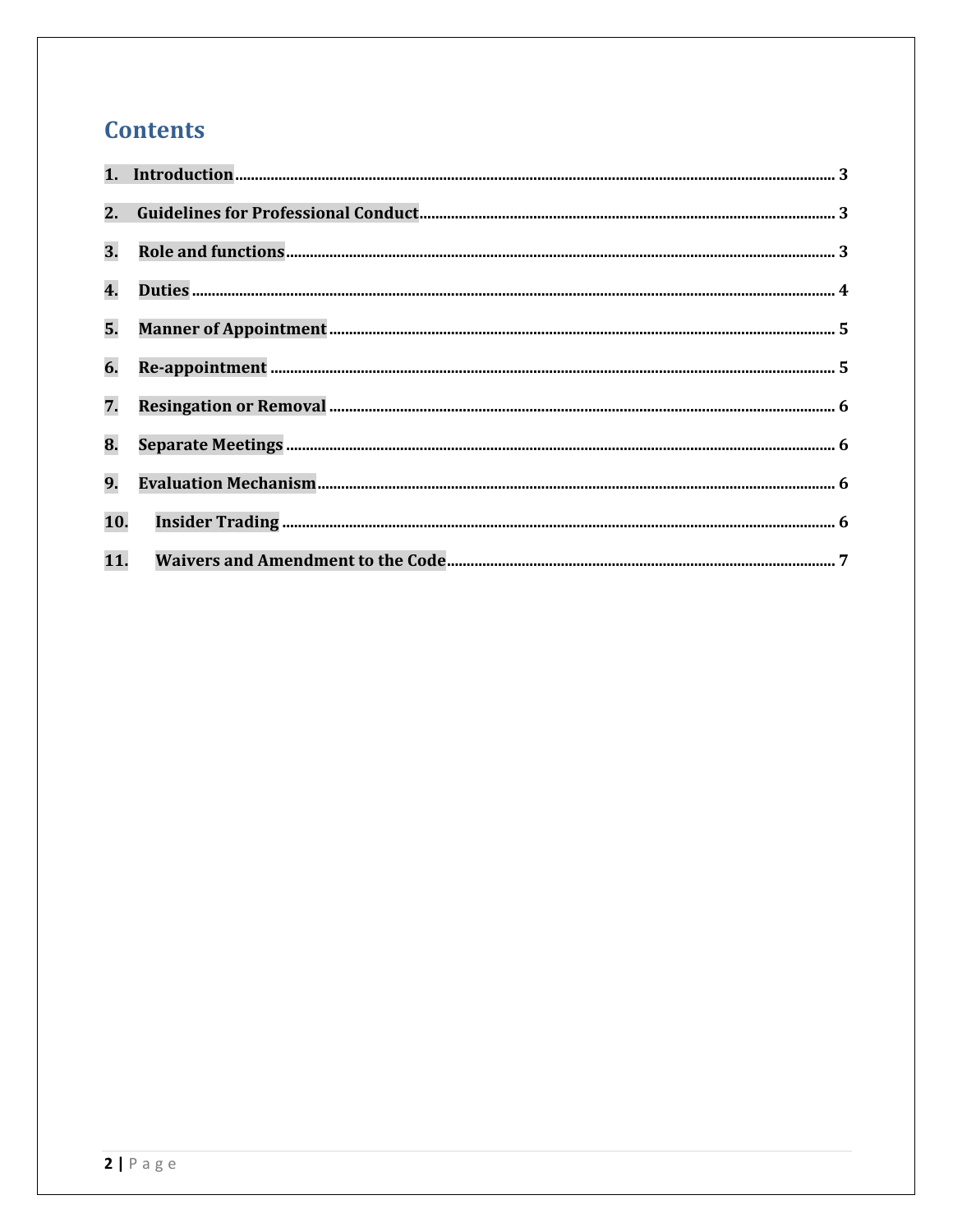## Contents

1. Introduction ........ 3
2. Guidelines for Professional Conduct ........ 3
3. Role and functions ........ 3
4. Duties ........ 4
5. Manner of Appointment ........ 5
6. Re-appointment ........ 5
7. Resingation or Removal ........ 6
8. Separate Meetings ........ 6
9. Evaluation Mechanism ........ 6
10. Insider Trading ........ 6
11. Waivers and Amendment to the Code ........ 7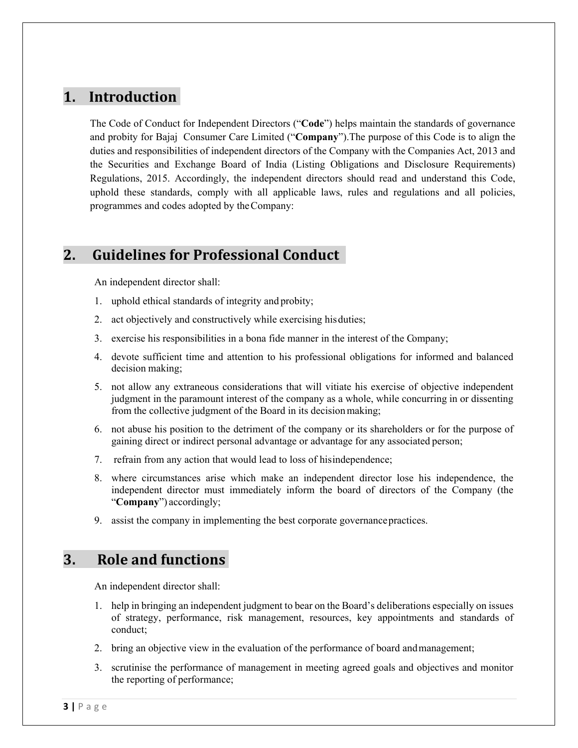## 1. Introduction

The Code of Conduct for Independent Directors ("**Code**") helps maintain the standards of governance and probity for Bajaj Consumer Care Limited ("**Company**").The purpose of this Code is to align the duties and responsibilities of independent directors of the Company with the Companies Act, 2013 and the Securities and Exchange Board of India (Listing Obligations and Disclosure Requirements) Regulations, 2015. Accordingly, the independent directors should read and understand this Code, uphold these standards, comply with all applicable laws, rules and regulations and all policies, programmes and codes adopted by the Company:

## 2. Guidelines for Professional Conduct

An independent director shall:

1. uphold ethical standards of integrity and probity;
2. act objectively and constructively while exercising his duties;
3. exercise his responsibilities in a bona fide manner in the interest of the Company;
4. devote sufficient time and attention to his professional obligations for informed and balanced decision making;
5. not allow any extraneous considerations that will vitiate his exercise of objective independent judgment in the paramount interest of the company as a whole, while concurring in or dissenting from the collective judgment of the Board in its decision making;
6. not abuse his position to the detriment of the company or its shareholders or for the purpose of gaining direct or indirect personal advantage or advantage for any associated person;
7. refrain from any action that would lead to loss of his independence;
8. where circumstances arise which make an independent director lose his independence, the independent director must immediately inform the board of directors of the Company (the "**Company**") accordingly;
9. assist the company in implementing the best corporate governance practices.

## 3. Role and functions

An independent director shall:

1. help in bringing an independent judgment to bear on the Board's deliberations especially on issues of strategy, performance, risk management, resources, key appointments and standards of conduct;
2. bring an objective view in the evaluation of the performance of board and management;
3. scrutinise the performance of management in meeting agreed goals and objectives and monitor the reporting of performance;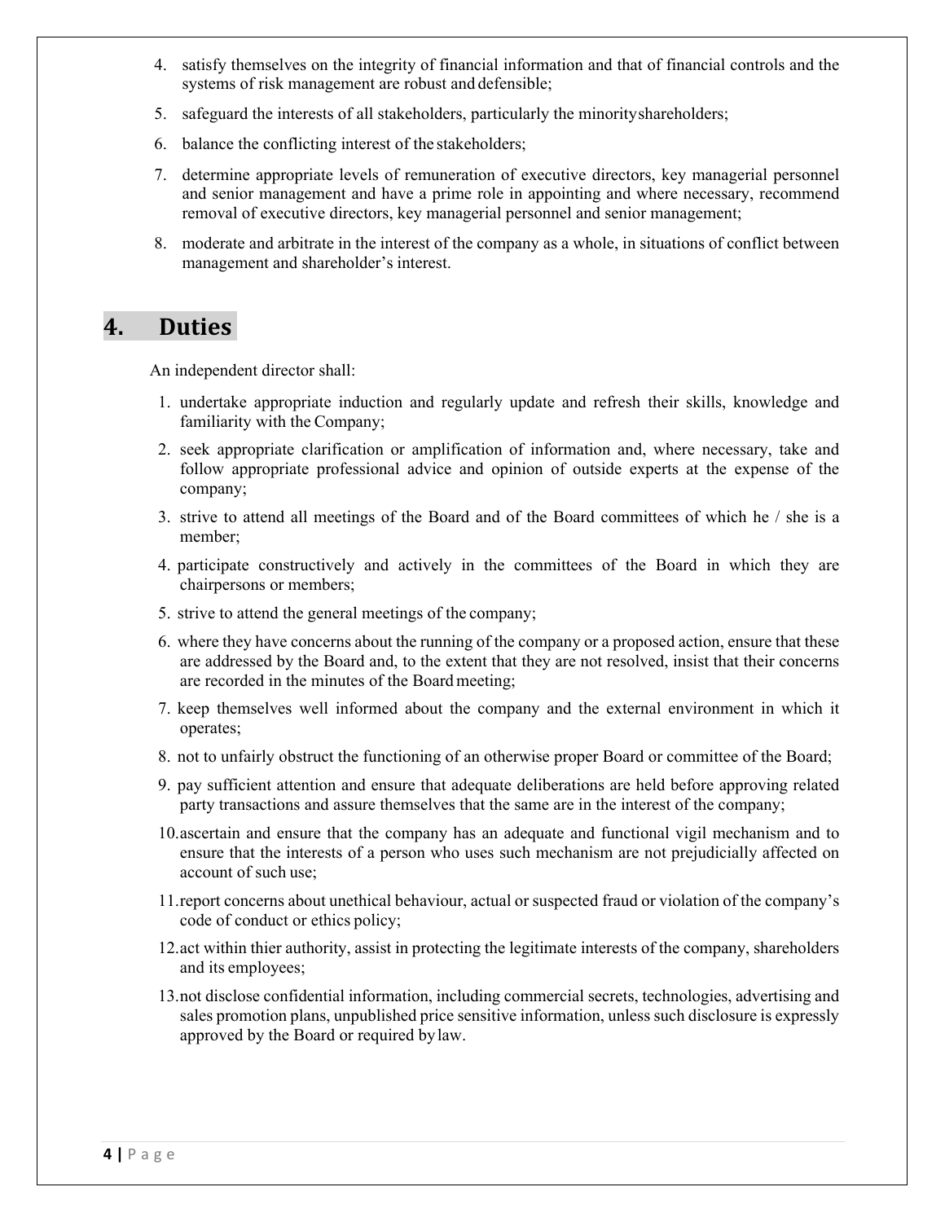4. satisfy themselves on the integrity of financial information and that of financial controls and the systems of risk management are robust and defensible;
5. safeguard the interests of all stakeholders, particularly the minority shareholders;
6. balance the conflicting interest of the stakeholders;
7. determine appropriate levels of remuneration of executive directors, key managerial personnel and senior management and have a prime role in appointing and where necessary, recommend removal of executive directors, key managerial personnel and senior management;
8. moderate and arbitrate in the interest of the company as a whole, in situations of conflict between management and shareholder's interest.

## 4. Duties

An independent director shall:

1. undertake appropriate induction and regularly update and refresh their skills, knowledge and familiarity with the Company;
2. seek appropriate clarification or amplification of information and, where necessary, take and follow appropriate professional advice and opinion of outside experts at the expense of the company;
3. strive to attend all meetings of the Board and of the Board committees of which he / she is a member;
4. participate constructively and actively in the committees of the Board in which they are chairpersons or members;
5. strive to attend the general meetings of the company;
6. where they have concerns about the running of the company or a proposed action, ensure that these are addressed by the Board and, to the extent that they are not resolved, insist that their concerns are recorded in the minutes of the Board meeting;
7. keep themselves well informed about the company and the external environment in which it operates;
8. not to unfairly obstruct the functioning of an otherwise proper Board or committee of the Board;
9. pay sufficient attention and ensure that adequate deliberations are held before approving related party transactions and assure themselves that the same are in the interest of the company;
10. ascertain and ensure that the company has an adequate and functional vigil mechanism and to ensure that the interests of a person who uses such mechanism are not prejudicially affected on account of such use;
11. report concerns about unethical behaviour, actual or suspected fraud or violation of the company's code of conduct or ethics policy;
12. act within thier authority, assist in protecting the legitimate interests of the company, shareholders and its employees;
13. not disclose confidential information, including commercial secrets, technologies, advertising and sales promotion plans, unpublished price sensitive information, unless such disclosure is expressly approved by the Board or required by law.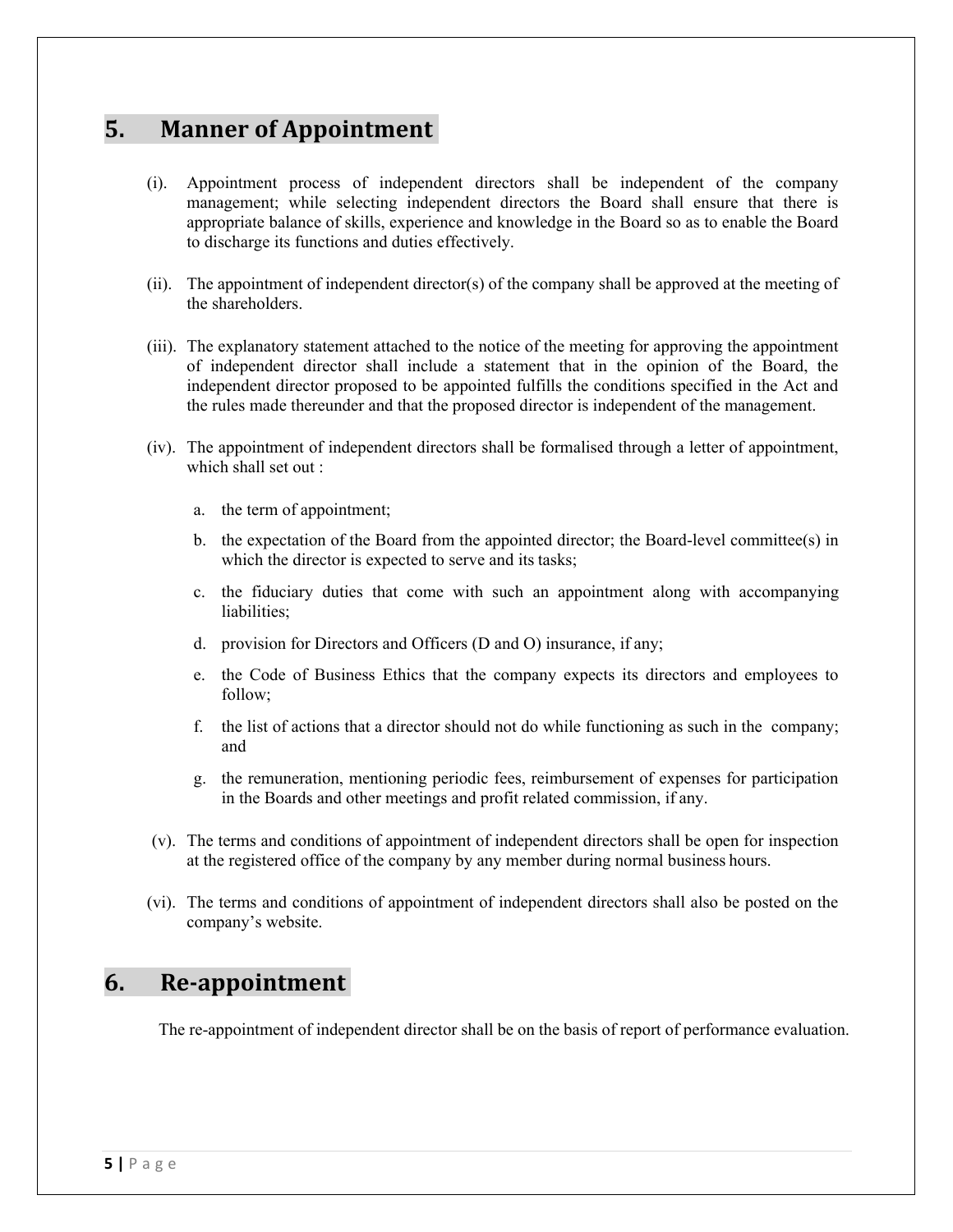## 5. Manner of Appointment

(i). Appointment process of independent directors shall be independent of the company management; while selecting independent directors the Board shall ensure that there is appropriate balance of skills, experience and knowledge in the Board so as to enable the Board to discharge its functions and duties effectively.

(ii). The appointment of independent director(s) of the company shall be approved at the meeting of the shareholders.

(iii). The explanatory statement attached to the notice of the meeting for approving the appointment of independent director shall include a statement that in the opinion of the Board, the independent director proposed to be appointed fulfills the conditions specified in the Act and the rules made thereunder and that the proposed director is independent of the management.

(iv). The appointment of independent directors shall be formalised through a letter of appointment, which shall set out :

a. the term of appointment;

b. the expectation of the Board from the appointed director; the Board-level committee(s) in which the director is expected to serve and its tasks;

c. the fiduciary duties that come with such an appointment along with accompanying liabilities;

d. provision for Directors and Officers (D and O) insurance, if any;

e. the Code of Business Ethics that the company expects its directors and employees to follow;

f. the list of actions that a director should not do while functioning as such in the company; and

g. the remuneration, mentioning periodic fees, reimbursement of expenses for participation in the Boards and other meetings and profit related commission, if any.

(v). The terms and conditions of appointment of independent directors shall be open for inspection at the registered office of the company by any member during normal business hours.

(vi). The terms and conditions of appointment of independent directors shall also be posted on the company's website.

## 6. Re-appointment

The re-appointment of independent director shall be on the basis of report of performance evaluation.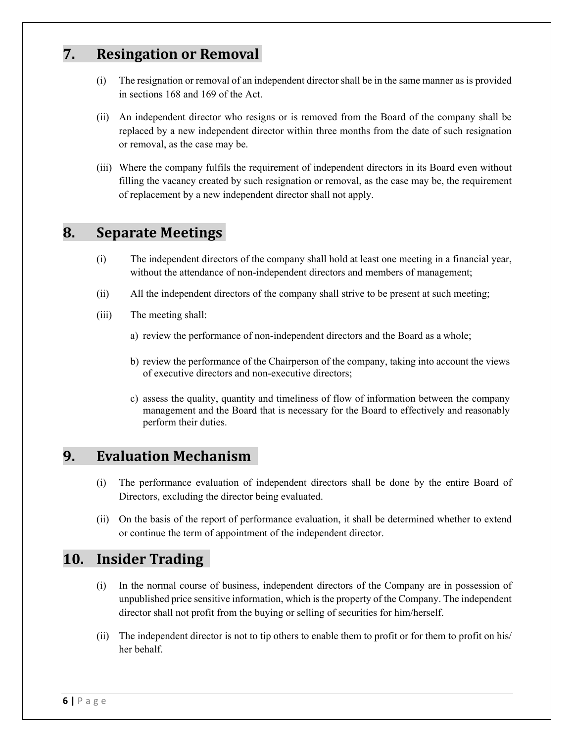## 7. Resingation or Removal

(i) The resignation or removal of an independent director shall be in the same manner as is provided in sections 168 and 169 of the Act.

(ii) An independent director who resigns or is removed from the Board of the company shall be replaced by a new independent director within three months from the date of such resignation or removal, as the case may be.

(iii) Where the company fulfils the requirement of independent directors in its Board even without filling the vacancy created by such resignation or removal, as the case may be, the requirement of replacement by a new independent director shall not apply.

## 8. Separate Meetings

(i) The independent directors of the company shall hold at least one meeting in a financial year, without the attendance of non-independent directors and members of management;

(ii) All the independent directors of the company shall strive to be present at such meeting;

(iii) The meeting shall:

a) review the performance of non-independent directors and the Board as a whole;

b) review the performance of the Chairperson of the company, taking into account the views of executive directors and non-executive directors;

c) assess the quality, quantity and timeliness of flow of information between the company management and the Board that is necessary for the Board to effectively and reasonably perform their duties.

## 9. Evaluation Mechanism

(i) The performance evaluation of independent directors shall be done by the entire Board of Directors, excluding the director being evaluated.

(ii) On the basis of the report of performance evaluation, it shall be determined whether to extend or continue the term of appointment of the independent director.

## 10. Insider Trading

(i) In the normal course of business, independent directors of the Company are in possession of unpublished price sensitive information, which is the property of the Company. The independent director shall not profit from the buying or selling of securities for him/herself.

(ii) The independent director is not to tip others to enable them to profit or for them to profit on his/her behalf.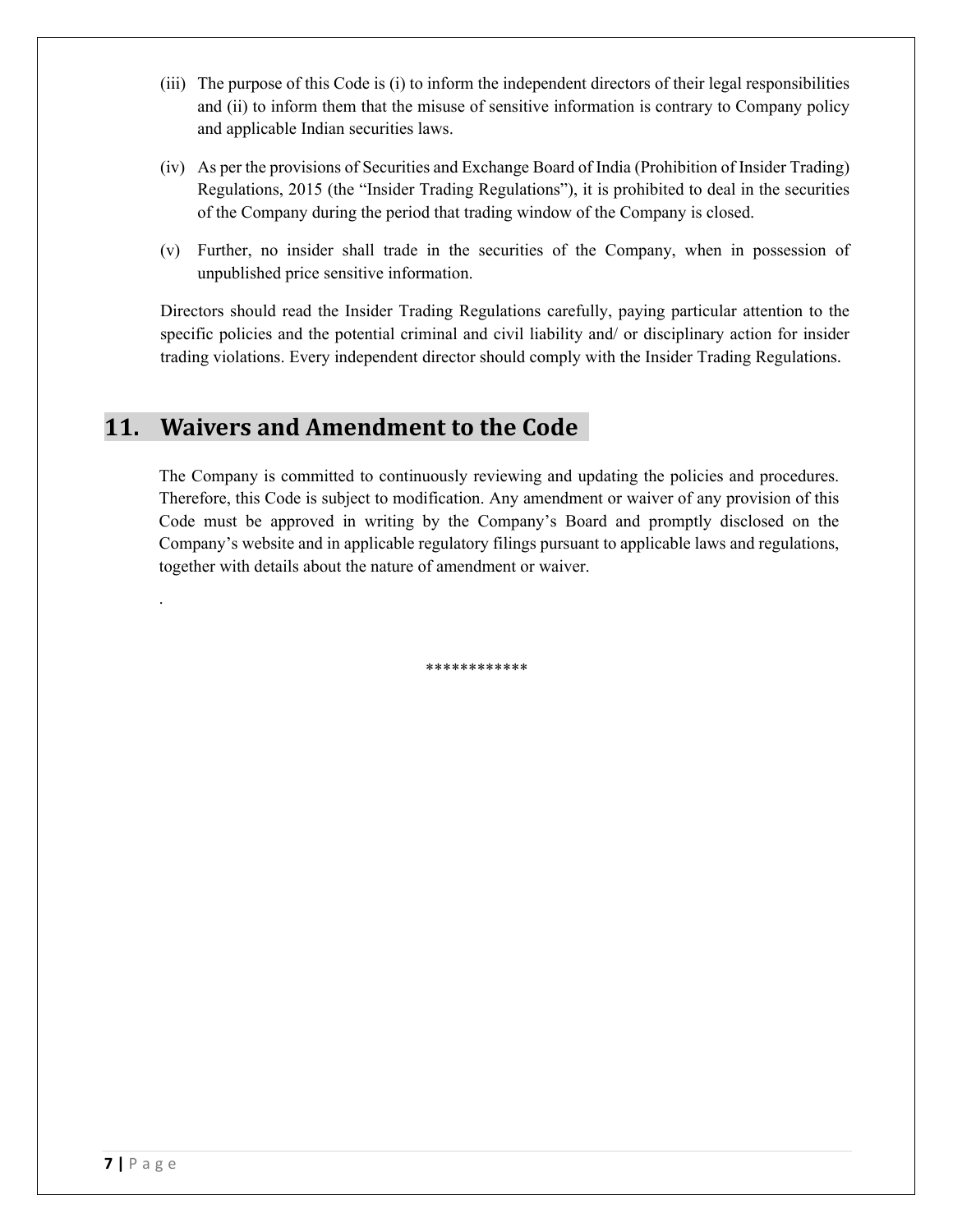(iii) The purpose of this Code is (i) to inform the independent directors of their legal responsibilities and (ii) to inform them that the misuse of sensitive information is contrary to Company policy and applicable Indian securities laws.

(iv) As per the provisions of Securities and Exchange Board of India (Prohibition of Insider Trading) Regulations, 2015 (the "Insider Trading Regulations"), it is prohibited to deal in the securities of the Company during the period that trading window of the Company is closed.

(v) Further, no insider shall trade in the securities of the Company, when in possession of unpublished price sensitive information.

Directors should read the Insider Trading Regulations carefully, paying particular attention to the specific policies and the potential criminal and civil liability and/ or disciplinary action for insider trading violations. Every independent director should comply with the Insider Trading Regulations.

## 11. Waivers and Amendment to the Code

The Company is committed to continuously reviewing and updating the policies and procedures. Therefore, this Code is subject to modification. Any amendment or waiver of any provision of this Code must be approved in writing by the Company's Board and promptly disclosed on the Company's website and in applicable regulatory filings pursuant to applicable laws and regulations, together with details about the nature of amendment or waiver.

.

************